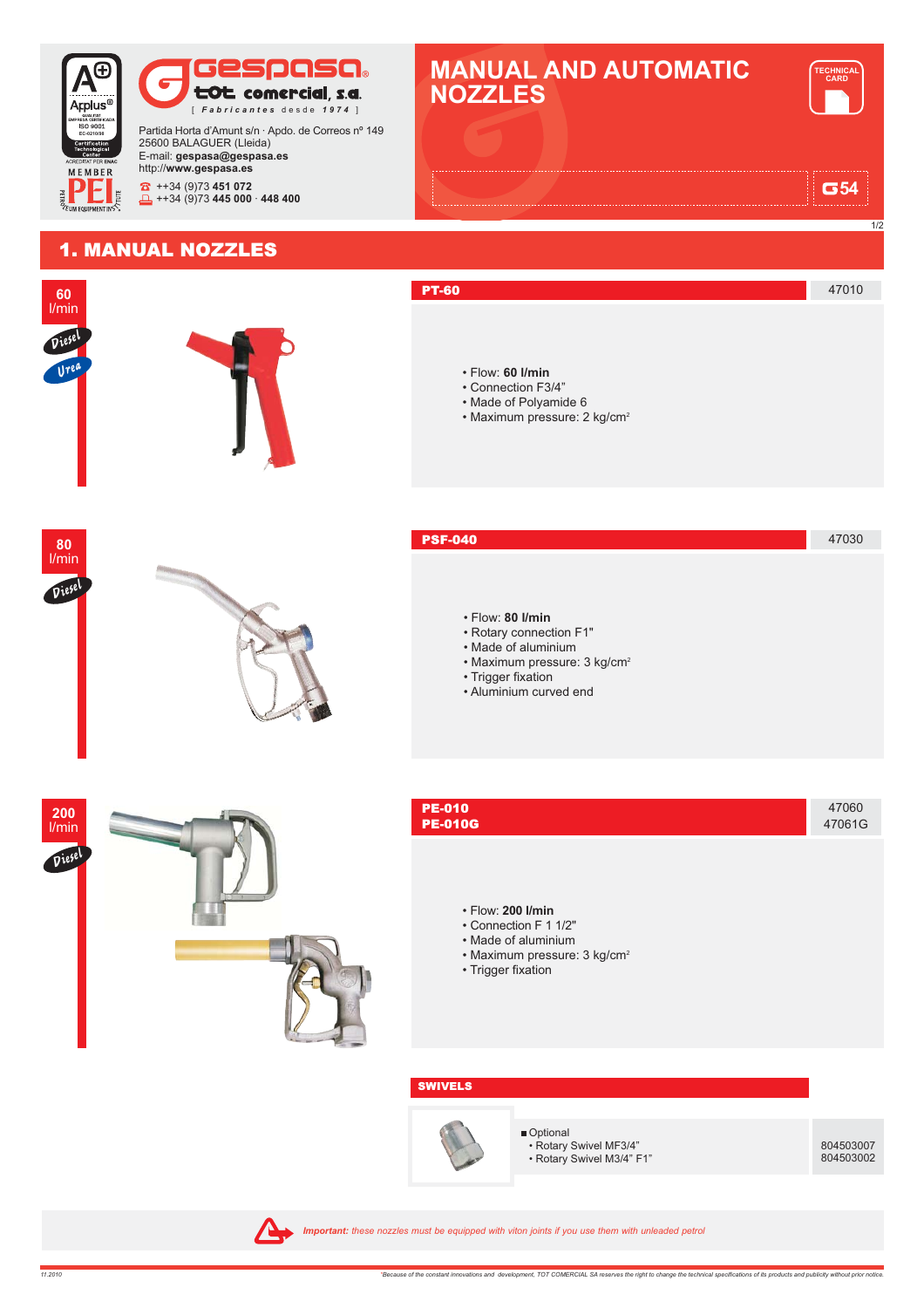gespasa®
tot comercial, s.a.
[ Fabricantes desde 1974 ]

Partida Horta d'Amunt s/n · Apdo. de Correos nº 149
25600 BALAGUER (Lleida)
E-mail: **gespasa@gespasa.es**
http://**www.gespasa.es**
++34 (9)73 **451 072**
++34 (9)73 **445 000 · 448 400**

# MANUAL AND AUTOMATIC NOZZLES

TECHNICAL CARD

G54

## 1. MANUAL NOZZLES

### PT-60 — 47010

60 l/min — Diesel, Urea

- Flow: **60 l/min**
- Connection F3/4"
- Made of Polyamide 6
- Maximum pressure: 2 kg/cm²

### PSF-040 — 47030

80 l/min — Diesel

- Flow: **80 l/min**
- Rotary connection F1"
- Made of aluminium
- Maximum pressure: 3 kg/cm²
- Trigger fixation
- Aluminium curved end

### PE-010 — 47060 / PE-010G — 47061G

200 l/min — Diesel

- Flow: **200 l/min**
- Connection F 1 1/2"
- Made of aluminium
- Maximum pressure: 3 kg/cm²
- Trigger fixation

### SWIVELS

| Optional | |
|---|---|
| • Rotary Swivel MF3/4" | 804503007 |
| • Rotary Swivel M3/4" F1" | 804503002 |

***Important:** these nozzles must be equipped with viton joints if you use them with unleaded petrol*

*11.2010*

*Because of the constant innovations and development, TOT COMERCIAL SA reserves the right to change the technical specifications of its products and publicity without prior notice.*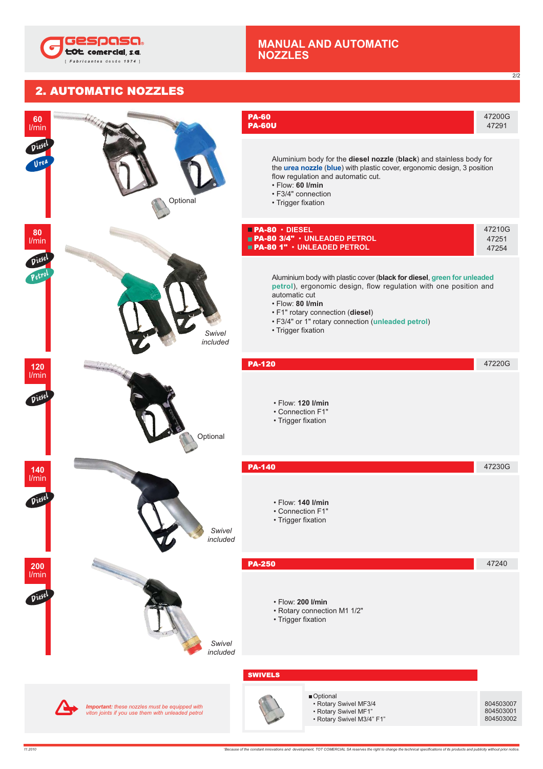## 2. AUTOMATIC NOZZLES

60 l/min
Diesel
Urea

Optional

**PA-60**
**PA-60U**

47200G
47291

Aluminium body for the **diesel nozzle** (**black**) and stainless body for the **urea nozzle** (**blue**) with plastic cover, ergonomic design, 3 position flow regulation and automatic cut.

- Flow: **60 l/min**
- F3/4" connection
- Trigger fixation

80 l/min
Diesel
Petrol

Swivel included

**PA-80 • DIESEL**
**PA-80 3/4" • UNLEADED PETROL**
**PA-80 1" • UNLEADED PETROL**

47210G
47251
47254

Aluminium body with plastic cover (**black for diesel**, **green for unleaded petrol**), ergonomic design, flow regulation with one position and automatic cut

- Flow: **80 l/min**
- F1" rotary connection (**diesel**)
- F3/4" or 1" rotary connection (**unleaded petrol**)
- Trigger fixation

120 l/min
Diesel

Optional

**PA-120**

47220G

- Flow: **120 l/min**
- Connection F1"
- Trigger fixation

140 l/min
Diesel

Swivel included

**PA-140**

47230G

- Flow: **140 l/min**
- Connection F1"
- Trigger fixation

200 l/min
Diesel

Swivel included

**PA-250**

47240

- Flow: **200 l/min**
- Rotary connection M1 1/2"
- Trigger fixation

***Important:** these nozzles must be equipped with viton joints if you use them with unleaded petrol*

**SWIVELS**

| | |
|---|---|
| Optional | |
| • Rotary Swivel MF3/4 | 804503007 |
| • Rotary Swivel MF1" | 804503001 |
| • Rotary Swivel M3/4" F1" | 804503002 |

11.2010

*Because of the constant innovations and development, TOT COMERCIAL SA reserves the right to change the technical specifications of its products and publicity without prior notice.